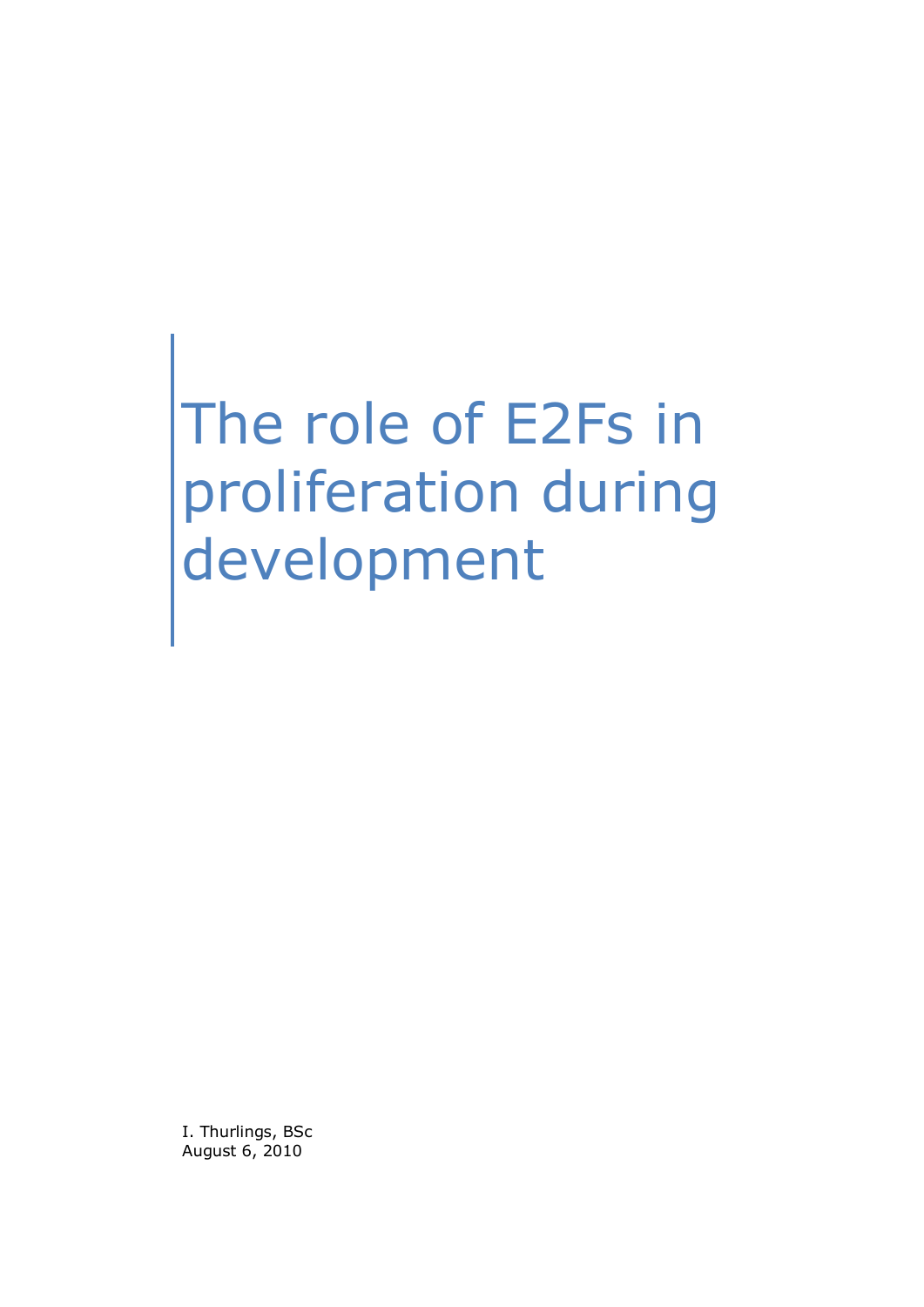# The role of E2Fs in proliferation during development

I. Thurlings, BSc
August 6, 2010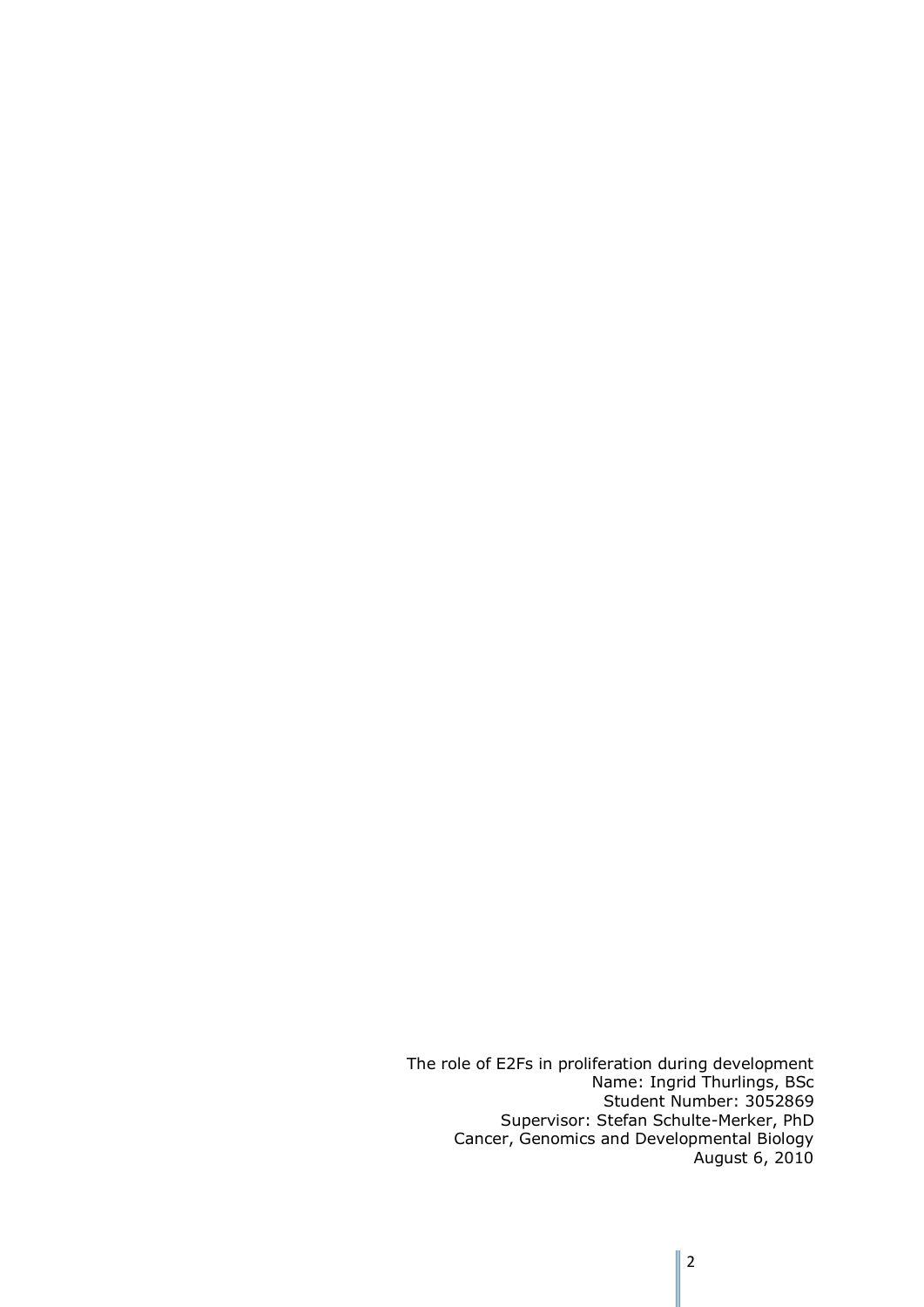The role of E2Fs in proliferation during development
Name: Ingrid Thurlings, BSc
Student Number: 3052869
Supervisor: Stefan Schulte-Merker, PhD
Cancer, Genomics and Developmental Biology
August 6, 2010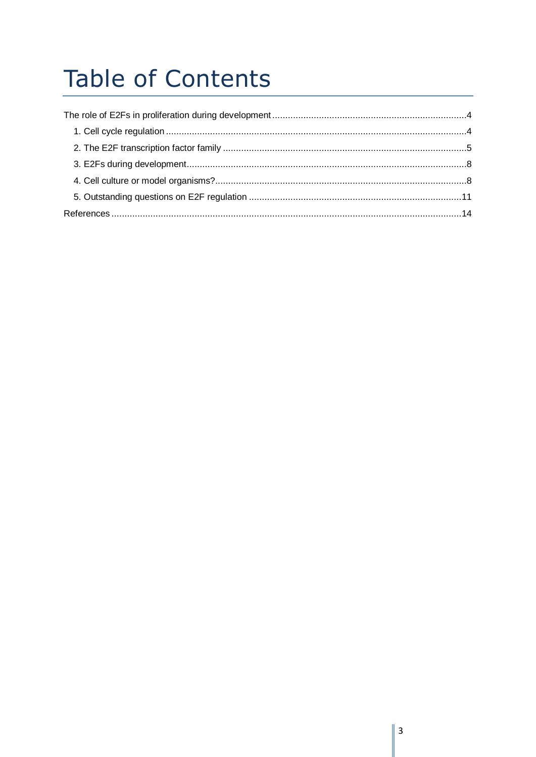# Table of Contents

The role of E2Fs in proliferation during development ..........4

1. Cell cycle regulation ..........4
2. The E2F transcription factor family ..........5
3. E2Fs during development ..........8
4. Cell culture or model organisms? ..........8
5. Outstanding questions on E2F regulation ..........11

References ..........14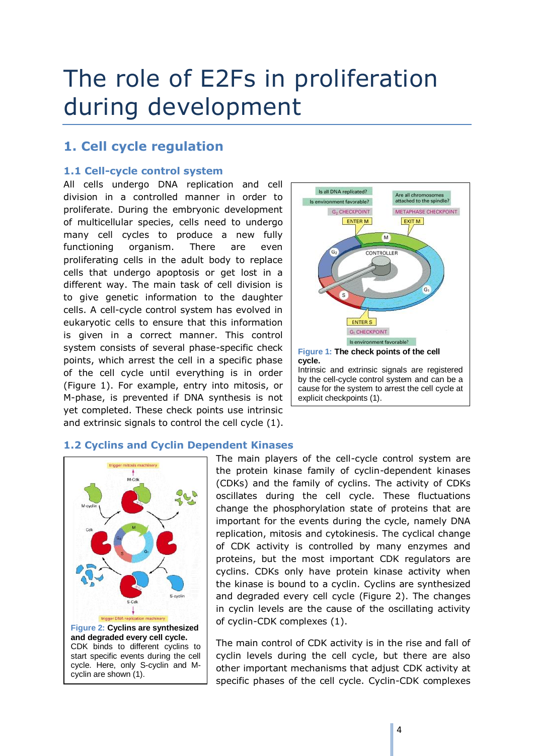# The role of E2Fs in proliferation during development

## 1. Cell cycle regulation

### 1.1 Cell-cycle control system

All cells undergo DNA replication and cell division in a controlled manner in order to proliferate. During the embryonic development of multicellular species, cells need to undergo many cell cycles to produce a new fully functioning organism. There are even proliferating cells in the adult body to replace cells that undergo apoptosis or get lost in a different way. The main task of cell division is to give genetic information to the daughter cells. A cell-cycle control system has evolved in eukaryotic cells to ensure that this information is given in a correct manner. This control system consists of several phase-specific check points, which arrest the cell in a specific phase of the cell cycle until everything is in order (Figure 1). For example, entry into mitosis, or M-phase, is prevented if DNA synthesis is not yet completed. These check points use intrinsic and extrinsic signals to control the cell cycle (1).

**Figure 1: The check points of the cell cycle.**
Intrinsic and extrinsic signals are registered by the cell-cycle control system and can be a cause for the system to arrest the cell cycle at explicit checkpoints (1).

### 1.2 Cyclins and Cyclin Dependent Kinases

The main players of the cell-cycle control system are the protein kinase family of cyclin-dependent kinases (CDKs) and the family of cyclins. The activity of CDKs oscillates during the cell cycle. These fluctuations change the phosphorylation state of proteins that are important for the events during the cycle, namely DNA replication, mitosis and cytokinesis. The cyclical change of CDK activity is controlled by many enzymes and proteins, but the most important CDK regulators are cyclins. CDKs only have protein kinase activity when the kinase is bound to a cyclin. Cyclins are synthesized and degraded every cell cycle (Figure 2). The changes in cyclin levels are the cause of the oscillating activity of cyclin-CDK complexes (1).

**Figure 2: Cyclins are synthesized and degraded every cell cycle.**
CDK binds to different cyclins to start specific events during the cell cycle. Here, only S-cyclin and M-cyclin are shown (1).

The main control of CDK activity is in the rise and fall of cyclin levels during the cell cycle, but there are also other important mechanisms that adjust CDK activity at specific phases of the cell cycle. Cyclin-CDK complexes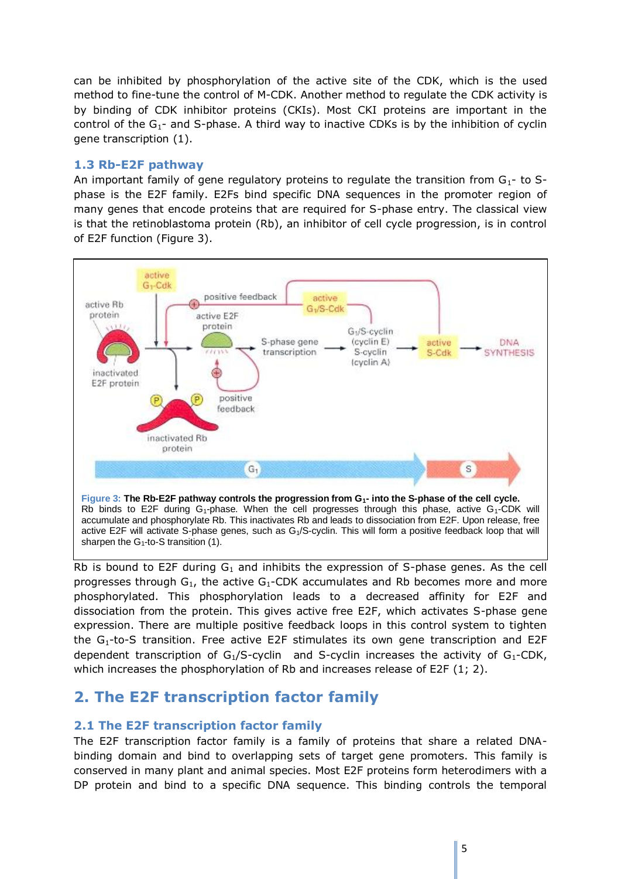can be inhibited by phosphorylation of the active site of the CDK, which is the used method to fine-tune the control of M-CDK. Another method to regulate the CDK activity is by binding of CDK inhibitor proteins (CKIs). Most CKI proteins are important in the control of the $G_1$- and S-phase. A third way to inactive CDKs is by the inhibition of cyclin gene transcription (1).

### 1.3 Rb-E2F pathway

An important family of gene regulatory proteins to regulate the transition from $G_1$- to S-phase is the E2F family. E2Fs bind specific DNA sequences in the promoter region of many genes that encode proteins that are required for S-phase entry. The classical view is that the retinoblastoma protein (Rb), an inhibitor of cell cycle progression, is in control of E2F function (Figure 3).

**Figure 3: The Rb-E2F pathway controls the progression from $G_1$- into the S-phase of the cell cycle.** Rb binds to E2F during $G_1$-phase. When the cell progresses through this phase, active $G_1$-CDK will accumulate and phosphorylate Rb. This inactivates Rb and leads to dissociation from E2F. Upon release, free active E2F will activate S-phase genes, such as $G_1$/S-cyclin. This will form a positive feedback loop that will sharpen the $G_1$-to-S transition (1).

Rb is bound to E2F during $G_1$ and inhibits the expression of S-phase genes. As the cell progresses through $G_1$, the active $G_1$-CDK accumulates and Rb becomes more and more phosphorylated. This phosphorylation leads to a decreased affinity for E2F and dissociation from the protein. This gives active free E2F, which activates S-phase gene expression. There are multiple positive feedback loops in this control system to tighten the $G_1$-to-S transition. Free active E2F stimulates its own gene transcription and E2F dependent transcription of $G_1$/S-cyclin and S-cyclin increases the activity of $G_1$-CDK, which increases the phosphorylation of Rb and increases release of E2F (1; 2).

## 2. The E2F transcription factor family

### 2.1 The E2F transcription factor family

The E2F transcription factor family is a family of proteins that share a related DNA-binding domain and bind to overlapping sets of target gene promoters. This family is conserved in many plant and animal species. Most E2F proteins form heterodimers with a DP protein and bind to a specific DNA sequence. This binding controls the temporal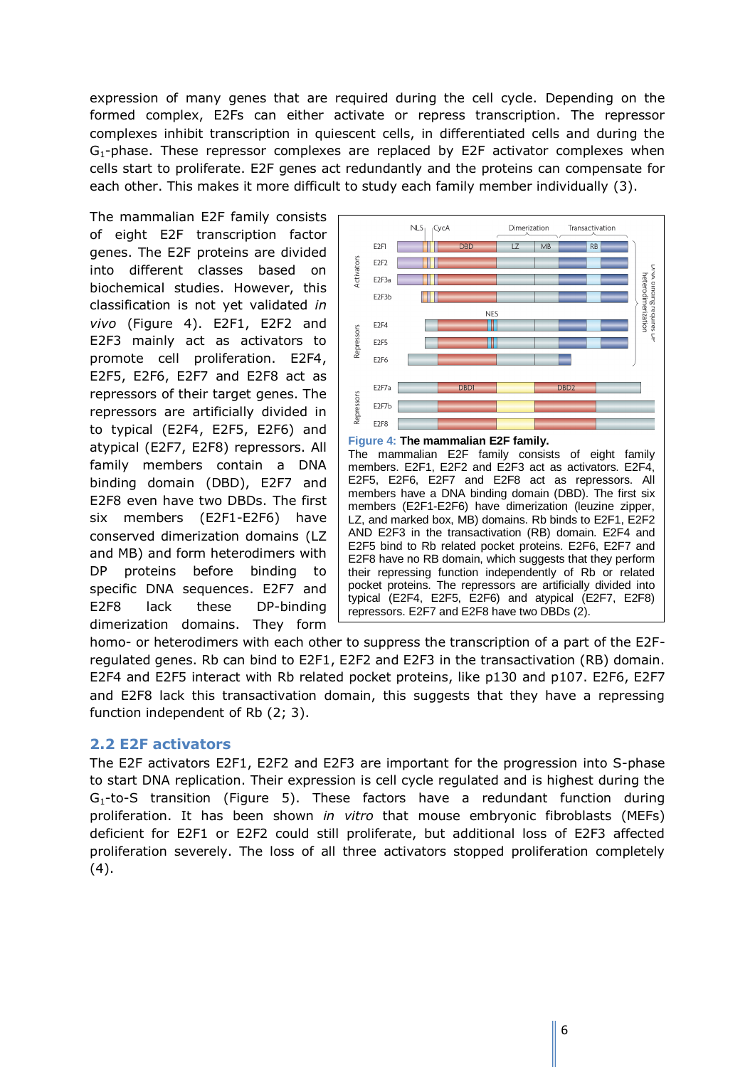expression of many genes that are required during the cell cycle. Depending on the formed complex, E2Fs can either activate or repress transcription. The repressor complexes inhibit transcription in quiescent cells, in differentiated cells and during the $G_1$-phase. These repressor complexes are replaced by E2F activator complexes when cells start to proliferate. E2F genes act redundantly and the proteins can compensate for each other. This makes it more difficult to study each family member individually (3).

The mammalian E2F family consists of eight E2F transcription factor genes. The E2F proteins are divided into different classes based on biochemical studies. However, this classification is not yet validated *in vivo* (Figure 4). E2F1, E2F2 and E2F3 mainly act as activators to promote cell proliferation. E2F4, E2F5, E2F6, E2F7 and E2F8 act as repressors of their target genes. The repressors are artificially divided in to typical (E2F4, E2F5, E2F6) and atypical (E2F7, E2F8) repressors. All family members contain a DNA binding domain (DBD), E2F7 and E2F8 even have two DBDs. The first six members (E2F1-E2F6) have conserved dimerization domains (LZ and MB) and form heterodimers with DP proteins before binding to specific DNA sequences. E2F7 and E2F8 lack these DP-binding dimerization domains. They form homo- or heterodimers with each other to suppress the transcription of a part of the E2F-regulated genes. Rb can bind to E2F1, E2F2 and E2F3 in the transactivation (RB) domain. E2F4 and E2F5 interact with Rb related pocket proteins, like p130 and p107. E2F6, E2F7 and E2F8 lack this transactivation domain, this suggests that they have a repressing function independent of Rb (2; 3).

**Figure 4: The mammalian E2F family.** The mammalian E2F family consists of eight family members. E2F1, E2F2 and E2F3 act as activators. E2F4, E2F5, E2F6, E2F7 and E2F8 act as repressors. All members have a DNA binding domain (DBD). The first six members (E2F1-E2F6) have dimerization (leuzine zipper, LZ, and marked box, MB) domains. Rb binds to E2F1, E2F2 AND E2F3 in the transactivation (RB) domain. E2F4 and E2F5 bind to Rb related pocket proteins. E2F6, E2F7 and E2F8 have no RB domain, which suggests that they perform their repressing function independently of Rb or related pocket proteins. The repressors are artificially divided into typical (E2F4, E2F5, E2F6) and atypical (E2F7, E2F8) repressors. E2F7 and E2F8 have two DBDs (2).

## 2.2 E2F activators

The E2F activators E2F1, E2F2 and E2F3 are important for the progression into S-phase to start DNA replication. Their expression is cell cycle regulated and is highest during the $G_1$-to-S transition (Figure 5). These factors have a redundant function during proliferation. It has been shown *in vitro* that mouse embryonic fibroblasts (MEFs) deficient for E2F1 or E2F2 could still proliferate, but additional loss of E2F3 affected proliferation severely. The loss of all three activators stopped proliferation completely (4).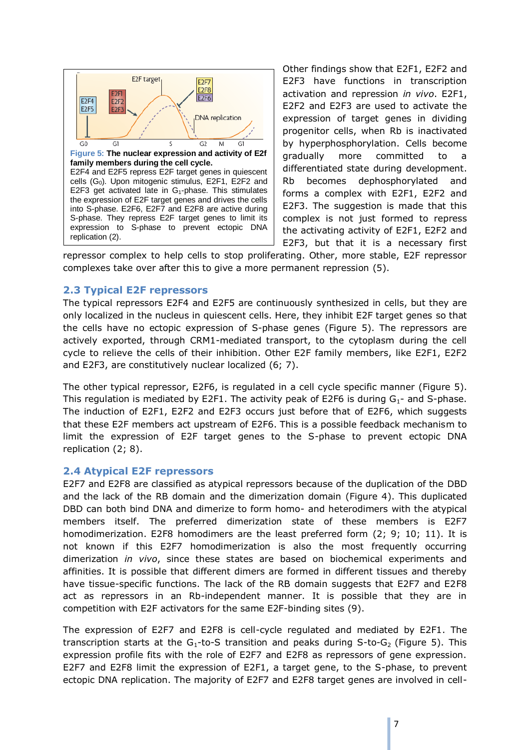**Figure 5: The nuclear expression and activity of E2f family members during the cell cycle.** E2F4 and E2F5 repress E2F target genes in quiescent cells ($G_0$). Upon mitogenic stimulus, E2F1, E2F2 and E2F3 get activated late in $G_1$-phase. This stimulates the expression of E2F target genes and drives the cells into S-phase. E2F6, E2F7 and E2F8 are active during S-phase. They repress E2F target genes to limit its expression to S-phase to prevent ectopic DNA replication (2).

Other findings show that E2F1, E2F2 and E2F3 have functions in transcription activation and repression *in vivo*. E2F1, E2F2 and E2F3 are used to activate the expression of target genes in dividing progenitor cells, when Rb is inactivated by hyperphosphorylation. Cells become gradually more committed to a differentiated state during development. Rb becomes dephosphorylated and forms a complex with E2F1, E2F2 and E2F3. The suggestion is made that this complex is not just formed to repress the activating activity of E2F1, E2F2 and E2F3, but that it is a necessary first repressor complex to help cells to stop proliferating. Other, more stable, E2F repressor complexes take over after this to give a more permanent repression (5).

## 2.3 Typical E2F repressors

The typical repressors E2F4 and E2F5 are continuously synthesized in cells, but they are only localized in the nucleus in quiescent cells. Here, they inhibit E2F target genes so that the cells have no ectopic expression of S-phase genes (Figure 5). The repressors are actively exported, through CRM1-mediated transport, to the cytoplasm during the cell cycle to relieve the cells of their inhibition. Other E2F family members, like E2F1, E2F2 and E2F3, are constitutively nuclear localized (6; 7).

The other typical repressor, E2F6, is regulated in a cell cycle specific manner (Figure 5). This regulation is mediated by E2F1. The activity peak of E2F6 is during $G_1$- and S-phase. The induction of E2F1, E2F2 and E2F3 occurs just before that of E2F6, which suggests that these E2F members act upstream of E2F6. This is a possible feedback mechanism to limit the expression of E2F target genes to the S-phase to prevent ectopic DNA replication (2; 8).

## 2.4 Atypical E2F repressors

E2F7 and E2F8 are classified as atypical repressors because of the duplication of the DBD and the lack of the RB domain and the dimerization domain (Figure 4). This duplicated DBD can both bind DNA and dimerize to form homo- and heterodimers with the atypical members itself. The preferred dimerization state of these members is E2F7 homodimerization. E2F8 homodimers are the least preferred form (2; 9; 10; 11). It is not known if this E2F7 homodimerization is also the most frequently occurring dimerization *in vivo*, since these states are based on biochemical experiments and affinities. It is possible that different dimers are formed in different tissues and thereby have tissue-specific functions. The lack of the RB domain suggests that E2F7 and E2F8 act as repressors in an Rb-independent manner. It is possible that they are in competition with E2F activators for the same E2F-binding sites (9).

The expression of E2F7 and E2F8 is cell-cycle regulated and mediated by E2F1. The transcription starts at the $G_1$-to-S transition and peaks during S-to-$G_2$ (Figure 5). This expression profile fits with the role of E2F7 and E2F8 as repressors of gene expression. E2F7 and E2F8 limit the expression of E2F1, a target gene, to the S-phase, to prevent ectopic DNA replication. The majority of E2F7 and E2F8 target genes are involved in cell-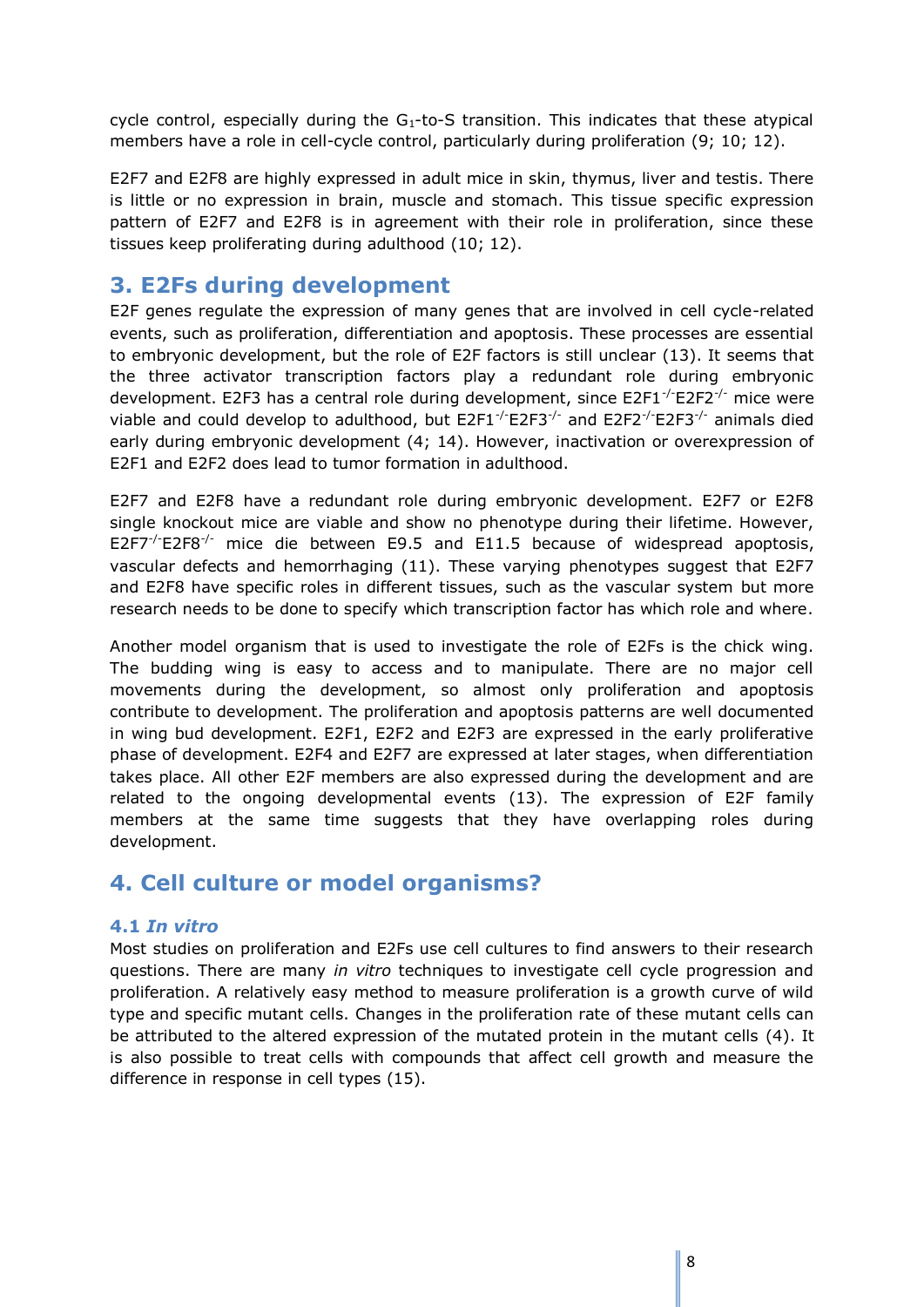cycle control, especially during the $G_1$-to-S transition. This indicates that these atypical members have a role in cell-cycle control, particularly during proliferation (9; 10; 12).

E2F7 and E2F8 are highly expressed in adult mice in skin, thymus, liver and testis. There is little or no expression in brain, muscle and stomach. This tissue specific expression pattern of E2F7 and E2F8 is in agreement with their role in proliferation, since these tissues keep proliferating during adulthood (10; 12).

## 3. E2Fs during development

E2F genes regulate the expression of many genes that are involved in cell cycle-related events, such as proliferation, differentiation and apoptosis. These processes are essential to embryonic development, but the role of E2F factors is still unclear (13). It seems that the three activator transcription factors play a redundant role during embryonic development. E2F3 has a central role during development, since E2F1$^{-/-}$E2F2$^{-/-}$ mice were viable and could develop to adulthood, but E2F1$^{-/-}$E2F3$^{-/-}$ and E2F2$^{-/-}$E2F3$^{-/-}$ animals died early during embryonic development (4; 14). However, inactivation or overexpression of E2F1 and E2F2 does lead to tumor formation in adulthood.

E2F7 and E2F8 have a redundant role during embryonic development. E2F7 or E2F8 single knockout mice are viable and show no phenotype during their lifetime. However, E2F7$^{-/-}$E2F8$^{-/-}$ mice die between E9.5 and E11.5 because of widespread apoptosis, vascular defects and hemorrhaging (11). These varying phenotypes suggest that E2F7 and E2F8 have specific roles in different tissues, such as the vascular system but more research needs to be done to specify which transcription factor has which role and where.

Another model organism that is used to investigate the role of E2Fs is the chick wing. The budding wing is easy to access and to manipulate. There are no major cell movements during the development, so almost only proliferation and apoptosis contribute to development. The proliferation and apoptosis patterns are well documented in wing bud development. E2F1, E2F2 and E2F3 are expressed in the early proliferative phase of development. E2F4 and E2F7 are expressed at later stages, when differentiation takes place. All other E2F members are also expressed during the development and are related to the ongoing developmental events (13). The expression of E2F family members at the same time suggests that they have overlapping roles during development.

## 4. Cell culture or model organisms?

### 4.1 *In vitro*

Most studies on proliferation and E2Fs use cell cultures to find answers to their research questions. There are many *in vitro* techniques to investigate cell cycle progression and proliferation. A relatively easy method to measure proliferation is a growth curve of wild type and specific mutant cells. Changes in the proliferation rate of these mutant cells can be attributed to the altered expression of the mutated protein in the mutant cells (4). It is also possible to treat cells with compounds that affect cell growth and measure the difference in response in cell types (15).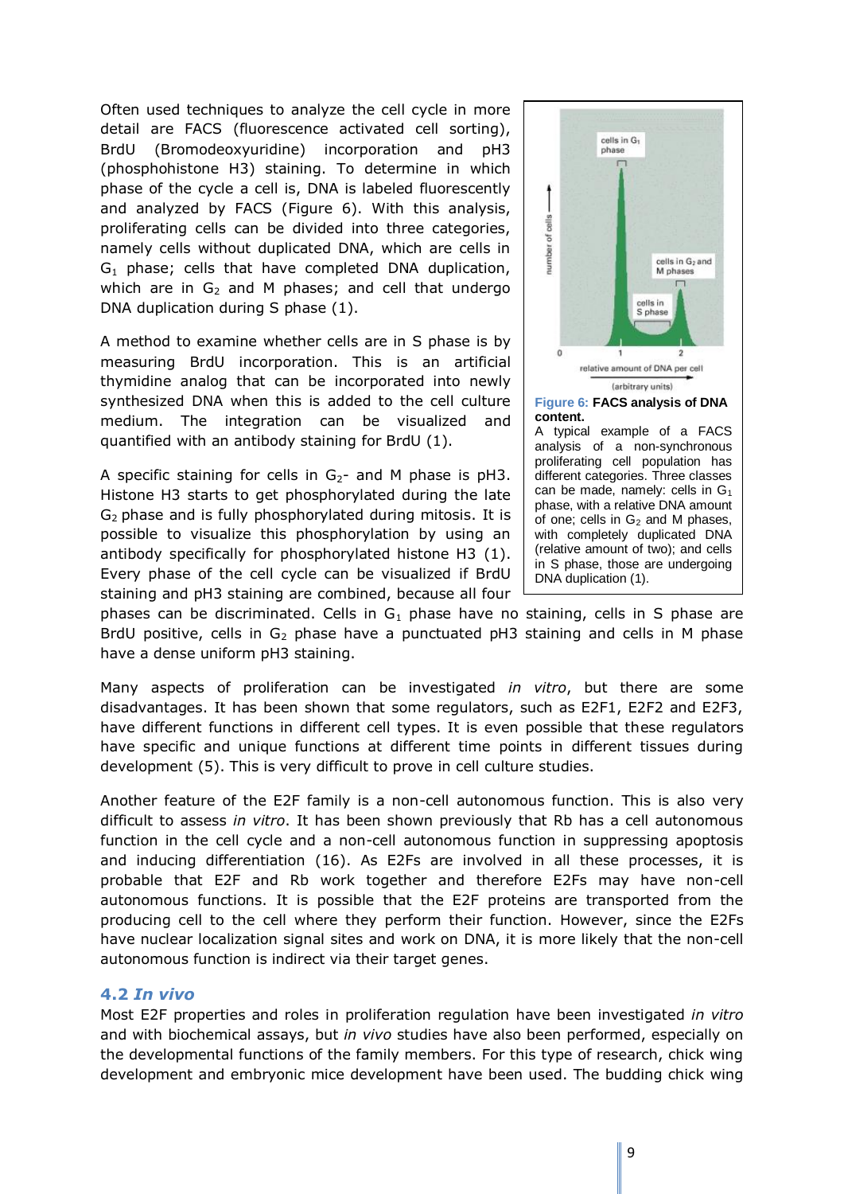Often used techniques to analyze the cell cycle in more detail are FACS (fluorescence activated cell sorting), BrdU (Bromodeoxyuridine) incorporation and pH3 (phosphohistone H3) staining. To determine in which phase of the cycle a cell is, DNA is labeled fluorescently and analyzed by FACS (Figure 6). With this analysis, proliferating cells can be divided into three categories, namely cells without duplicated DNA, which are cells in $G_1$ phase; cells that have completed DNA duplication, which are in $G_2$ and M phases; and cell that undergo DNA duplication during S phase (1).

A method to examine whether cells are in S phase is by measuring BrdU incorporation. This is an artificial thymidine analog that can be incorporated into newly synthesized DNA when this is added to the cell culture medium. The integration can be visualized and quantified with an antibody staining for BrdU (1).

A specific staining for cells in $G_2$- and M phase is pH3. Histone H3 starts to get phosphorylated during the late $G_2$ phase and is fully phosphorylated during mitosis. It is possible to visualize this phosphorylation by using an antibody specifically for phosphorylated histone H3 (1). Every phase of the cell cycle can be visualized if BrdU staining and pH3 staining are combined, because all four phases can be discriminated. Cells in $G_1$ phase have no staining, cells in S phase are BrdU positive, cells in $G_2$ phase have a punctuated pH3 staining and cells in M phase have a dense uniform pH3 staining.

**Figure 6: FACS analysis of DNA content.**
A typical example of a FACS analysis of a non-synchronous proliferating cell population has different categories. Three classes can be made, namely: cells in $G_1$ phase, with a relative DNA amount of one; cells in $G_2$ and M phases, with completely duplicated DNA (relative amount of two); and cells in S phase, those are undergoing DNA duplication (1).

Many aspects of proliferation can be investigated *in vitro*, but there are some disadvantages. It has been shown that some regulators, such as E2F1, E2F2 and E2F3, have different functions in different cell types. It is even possible that these regulators have specific and unique functions at different time points in different tissues during development (5). This is very difficult to prove in cell culture studies.

Another feature of the E2F family is a non-cell autonomous function. This is also very difficult to assess *in vitro*. It has been shown previously that Rb has a cell autonomous function in the cell cycle and a non-cell autonomous function in suppressing apoptosis and inducing differentiation (16). As E2Fs are involved in all these processes, it is probable that E2F and Rb work together and therefore E2Fs may have non-cell autonomous functions. It is possible that the E2F proteins are transported from the producing cell to the cell where they perform their function. However, since the E2Fs have nuclear localization signal sites and work on DNA, it is more likely that the non-cell autonomous function is indirect via their target genes.

## 4.2 *In vivo*

Most E2F properties and roles in proliferation regulation have been investigated *in vitro* and with biochemical assays, but *in vivo* studies have also been performed, especially on the developmental functions of the family members. For this type of research, chick wing development and embryonic mice development have been used. The budding chick wing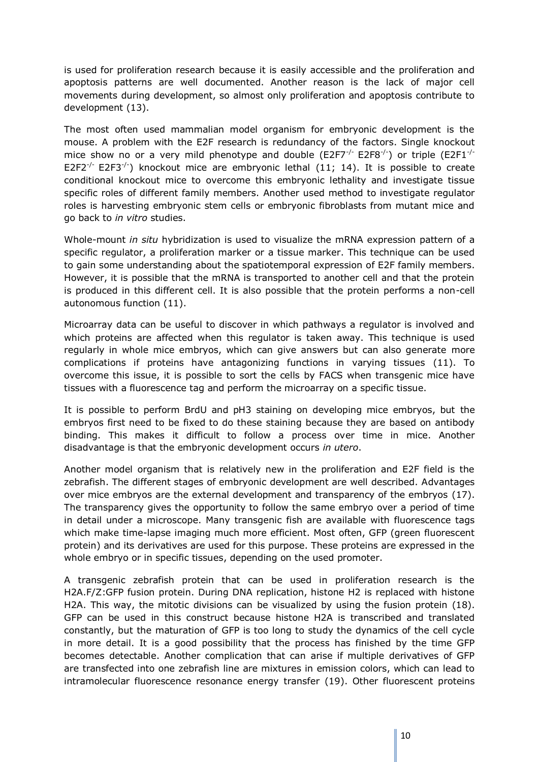is used for proliferation research because it is easily accessible and the proliferation and apoptosis patterns are well documented. Another reason is the lack of major cell movements during development, so almost only proliferation and apoptosis contribute to development (13).

The most often used mammalian model organism for embryonic development is the mouse. A problem with the E2F research is redundancy of the factors. Single knockout mice show no or a very mild phenotype and double (E2F7$^{-/-}$ E2F8$^{-/-}$) or triple (E2F1$^{-/-}$ E2F2$^{-/-}$ E2F3$^{-/-}$) knockout mice are embryonic lethal (11; 14). It is possible to create conditional knockout mice to overcome this embryonic lethality and investigate tissue specific roles of different family members. Another used method to investigate regulator roles is harvesting embryonic stem cells or embryonic fibroblasts from mutant mice and go back to *in vitro* studies.

Whole-mount *in situ* hybridization is used to visualize the mRNA expression pattern of a specific regulator, a proliferation marker or a tissue marker. This technique can be used to gain some understanding about the spatiotemporal expression of E2F family members. However, it is possible that the mRNA is transported to another cell and that the protein is produced in this different cell. It is also possible that the protein performs a non-cell autonomous function (11).

Microarray data can be useful to discover in which pathways a regulator is involved and which proteins are affected when this regulator is taken away. This technique is used regularly in whole mice embryos, which can give answers but can also generate more complications if proteins have antagonizing functions in varying tissues (11). To overcome this issue, it is possible to sort the cells by FACS when transgenic mice have tissues with a fluorescence tag and perform the microarray on a specific tissue.

It is possible to perform BrdU and pH3 staining on developing mice embryos, but the embryos first need to be fixed to do these staining because they are based on antibody binding. This makes it difficult to follow a process over time in mice. Another disadvantage is that the embryonic development occurs *in utero*.

Another model organism that is relatively new in the proliferation and E2F field is the zebrafish. The different stages of embryonic development are well described. Advantages over mice embryos are the external development and transparency of the embryos (17). The transparency gives the opportunity to follow the same embryo over a period of time in detail under a microscope. Many transgenic fish are available with fluorescence tags which make time-lapse imaging much more efficient. Most often, GFP (green fluorescent protein) and its derivatives are used for this purpose. These proteins are expressed in the whole embryo or in specific tissues, depending on the used promoter.

A transgenic zebrafish protein that can be used in proliferation research is the H2A.F/Z:GFP fusion protein. During DNA replication, histone H2 is replaced with histone H2A. This way, the mitotic divisions can be visualized by using the fusion protein (18). GFP can be used in this construct because histone H2A is transcribed and translated constantly, but the maturation of GFP is too long to study the dynamics of the cell cycle in more detail. It is a good possibility that the process has finished by the time GFP becomes detectable. Another complication that can arise if multiple derivatives of GFP are transfected into one zebrafish line are mixtures in emission colors, which can lead to intramolecular fluorescence resonance energy transfer (19). Other fluorescent proteins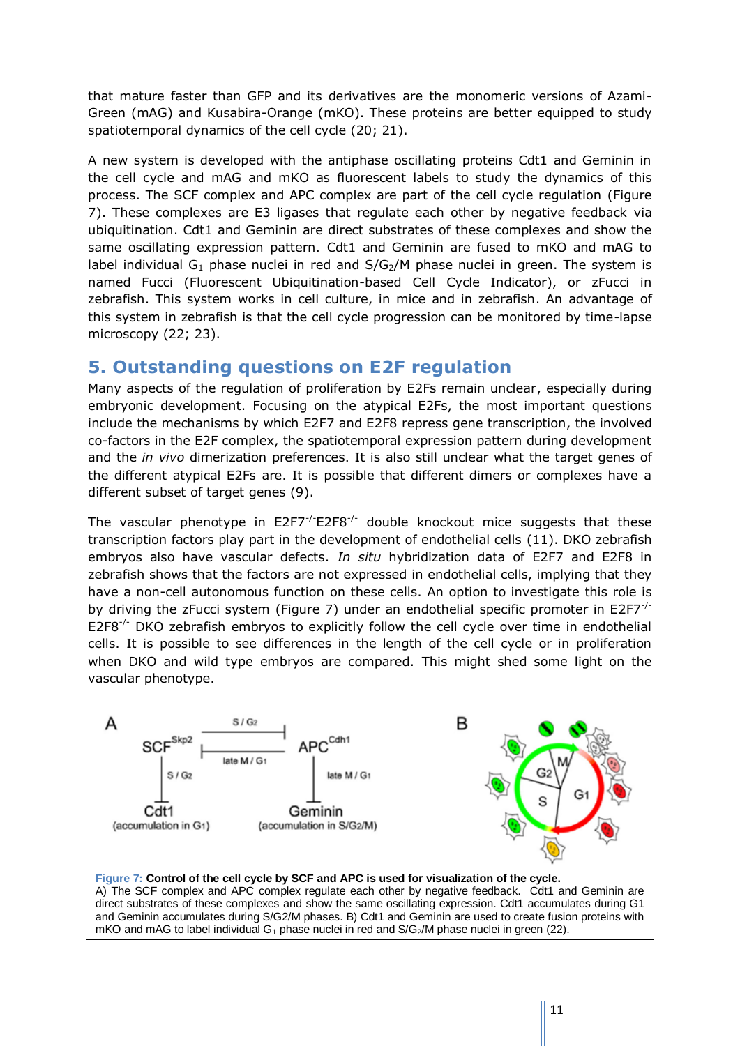that mature faster than GFP and its derivatives are the monomeric versions of Azami-Green (mAG) and Kusabira-Orange (mKO). These proteins are better equipped to study spatiotemporal dynamics of the cell cycle (20; 21).

A new system is developed with the antiphase oscillating proteins Cdt1 and Geminin in the cell cycle and mAG and mKO as fluorescent labels to study the dynamics of this process. The SCF complex and APC complex are part of the cell cycle regulation (Figure 7). These complexes are E3 ligases that regulate each other by negative feedback via ubiquitination. Cdt1 and Geminin are direct substrates of these complexes and show the same oscillating expression pattern. Cdt1 and Geminin are fused to mKO and mAG to label individual $G_1$ phase nuclei in red and $S/G_2/M$ phase nuclei in green. The system is named Fucci (Fluorescent Ubiquitination-based Cell Cycle Indicator), or zFucci in zebrafish. This system works in cell culture, in mice and in zebrafish. An advantage of this system in zebrafish is that the cell cycle progression can be monitored by time-lapse microscopy (22; 23).

## 5. Outstanding questions on E2F regulation

Many aspects of the regulation of proliferation by E2Fs remain unclear, especially during embryonic development. Focusing on the atypical E2Fs, the most important questions include the mechanisms by which E2F7 and E2F8 repress gene transcription, the involved co-factors in the E2F complex, the spatiotemporal expression pattern during development and the *in vivo* dimerization preferences. It is also still unclear what the target genes of the different atypical E2Fs are. It is possible that different dimers or complexes have a different subset of target genes (9).

The vascular phenotype in $E2F7^{-/-}E2F8^{-/-}$ double knockout mice suggests that these transcription factors play part in the development of endothelial cells (11). DKO zebrafish embryos also have vascular defects. *In situ* hybridization data of E2F7 and E2F8 in zebrafish shows that the factors are not expressed in endothelial cells, implying that they have a non-cell autonomous function on these cells. An option to investigate this role is by driving the zFucci system (Figure 7) under an endothelial specific promoter in $E2F7^{-/-}$ $E2F8^{-/-}$ DKO zebrafish embryos to explicitly follow the cell cycle over time in endothelial cells. It is possible to see differences in the length of the cell cycle or in proliferation when DKO and wild type embryos are compared. This might shed some light on the vascular phenotype.

**Figure 7: Control of the cell cycle by SCF and APC is used for visualization of the cycle.**
A) The SCF complex and APC complex regulate each other by negative feedback. Cdt1 and Geminin are direct substrates of these complexes and show the same oscillating expression. Cdt1 accumulates during G1 and Geminin accumulates during S/G2/M phases. B) Cdt1 and Geminin are used to create fusion proteins with mKO and mAG to label individual $G_1$ phase nuclei in red and $S/G_2/M$ phase nuclei in green (22).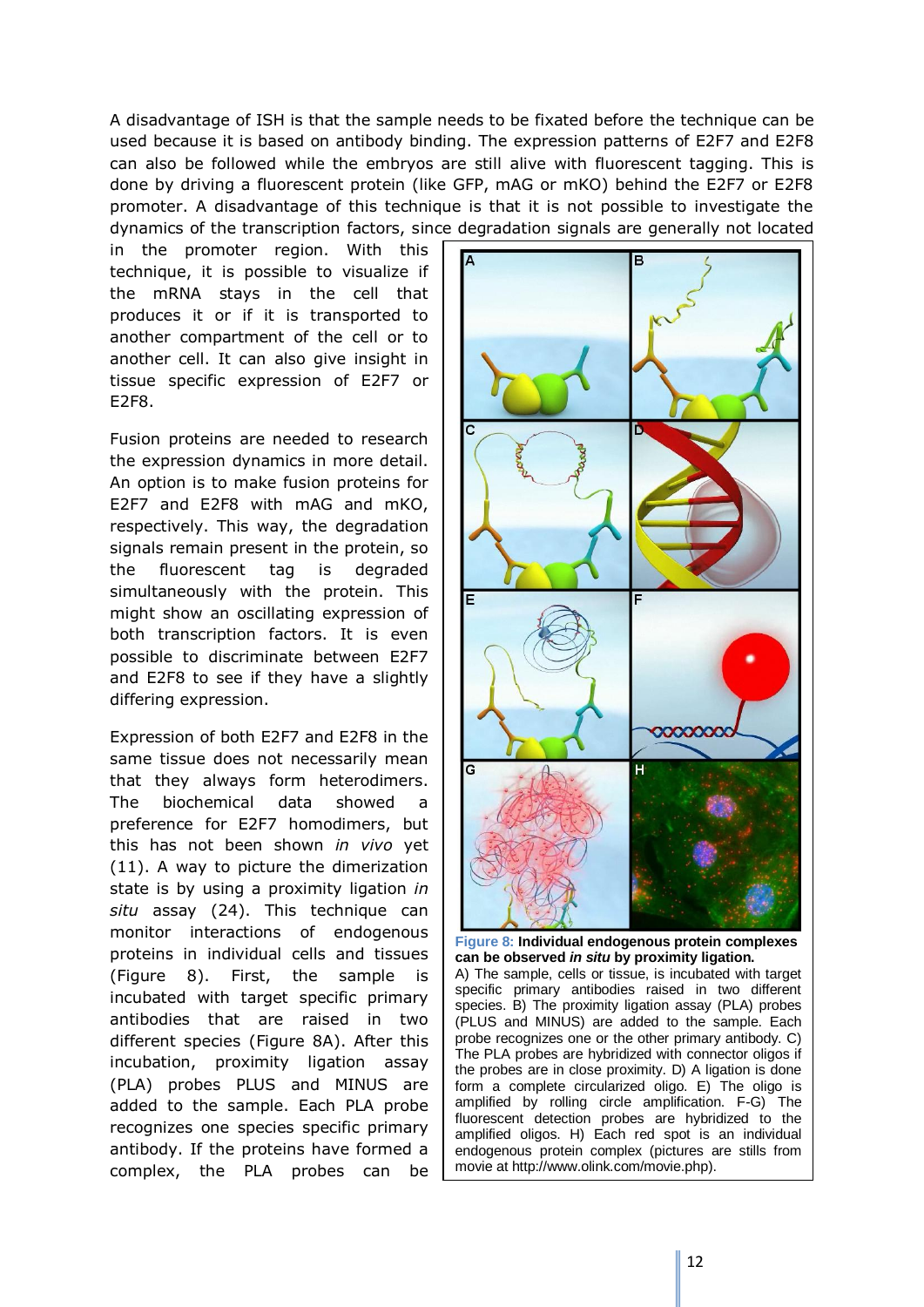A disadvantage of ISH is that the sample needs to be fixated before the technique can be used because it is based on antibody binding. The expression patterns of E2F7 and E2F8 can also be followed while the embryos are still alive with fluorescent tagging. This is done by driving a fluorescent protein (like GFP, mAG or mKO) behind the E2F7 or E2F8 promoter. A disadvantage of this technique is that it is not possible to investigate the dynamics of the transcription factors, since degradation signals are generally not located in the promoter region. With this technique, it is possible to visualize if the mRNA stays in the cell that produces it or if it is transported to another compartment of the cell or to another cell. It can also give insight in tissue specific expression of E2F7 or E2F8.

Fusion proteins are needed to research the expression dynamics in more detail. An option is to make fusion proteins for E2F7 and E2F8 with mAG and mKO, respectively. This way, the degradation signals remain present in the protein, so the fluorescent tag is degraded simultaneously with the protein. This might show an oscillating expression of both transcription factors. It is even possible to discriminate between E2F7 and E2F8 to see if they have a slightly differing expression.

Expression of both E2F7 and E2F8 in the same tissue does not necessarily mean that they always form heterodimers. The biochemical data showed a preference for E2F7 homodimers, but this has not been shown *in vivo* yet (11). A way to picture the dimerization state is by using a proximity ligation *in situ* assay (24). This technique can monitor interactions of endogenous proteins in individual cells and tissues (Figure 8). First, the sample is incubated with target specific primary antibodies that are raised in two different species (Figure 8A). After this incubation, proximity ligation assay (PLA) probes PLUS and MINUS are added to the sample. Each PLA probe recognizes one species specific primary antibody. If the proteins have formed a complex, the PLA probes can be

**Figure 8: Individual endogenous protein complexes can be observed *in situ* by proximity ligation.**
A) The sample, cells or tissue, is incubated with target specific primary antibodies raised in two different species. B) The proximity ligation assay (PLA) probes (PLUS and MINUS) are added to the sample. Each probe recognizes one or the other primary antibody. C) The PLA probes are hybridized with connector oligos if the probes are in close proximity. D) A ligation is done form a complete circularized oligo. E) The oligo is amplified by rolling circle amplification. F-G) The fluorescent detection probes are hybridized to the amplified oligos. H) Each red spot is an individual endogenous protein complex (pictures are stills from movie at http://www.olink.com/movie.php).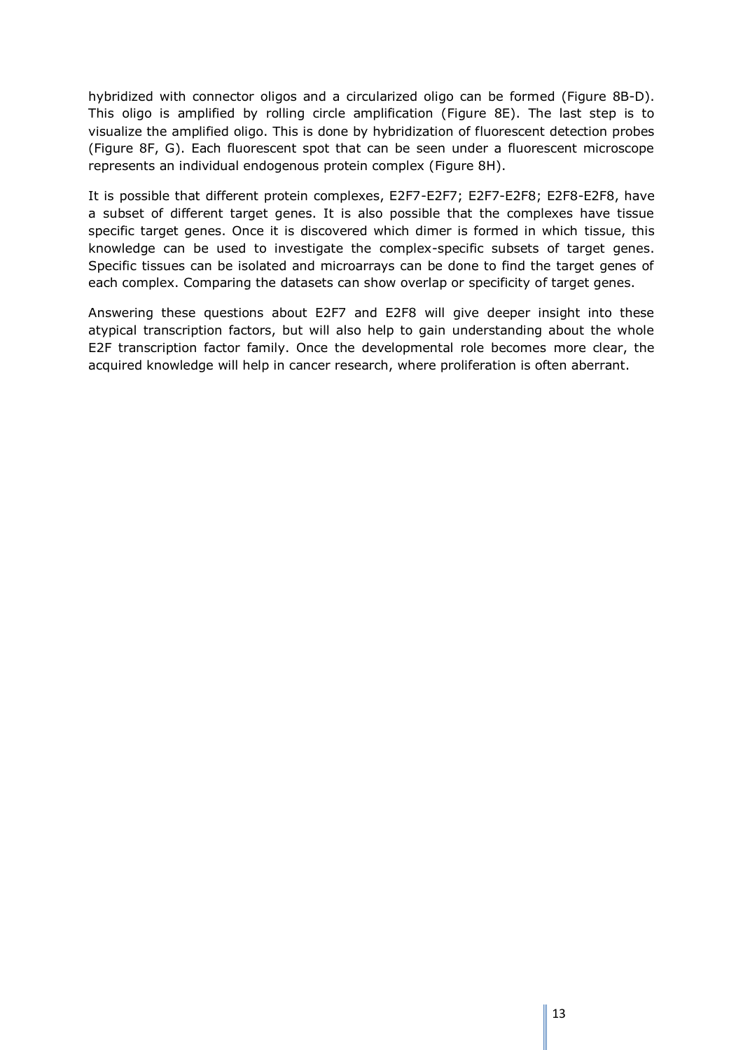hybridized with connector oligos and a circularized oligo can be formed (Figure 8B-D). This oligo is amplified by rolling circle amplification (Figure 8E). The last step is to visualize the amplified oligo. This is done by hybridization of fluorescent detection probes (Figure 8F, G). Each fluorescent spot that can be seen under a fluorescent microscope represents an individual endogenous protein complex (Figure 8H).

It is possible that different protein complexes, E2F7-E2F7; E2F7-E2F8; E2F8-E2F8, have a subset of different target genes. It is also possible that the complexes have tissue specific target genes. Once it is discovered which dimer is formed in which tissue, this knowledge can be used to investigate the complex-specific subsets of target genes. Specific tissues can be isolated and microarrays can be done to find the target genes of each complex. Comparing the datasets can show overlap or specificity of target genes.

Answering these questions about E2F7 and E2F8 will give deeper insight into these atypical transcription factors, but will also help to gain understanding about the whole E2F transcription factor family. Once the developmental role becomes more clear, the acquired knowledge will help in cancer research, where proliferation is often aberrant.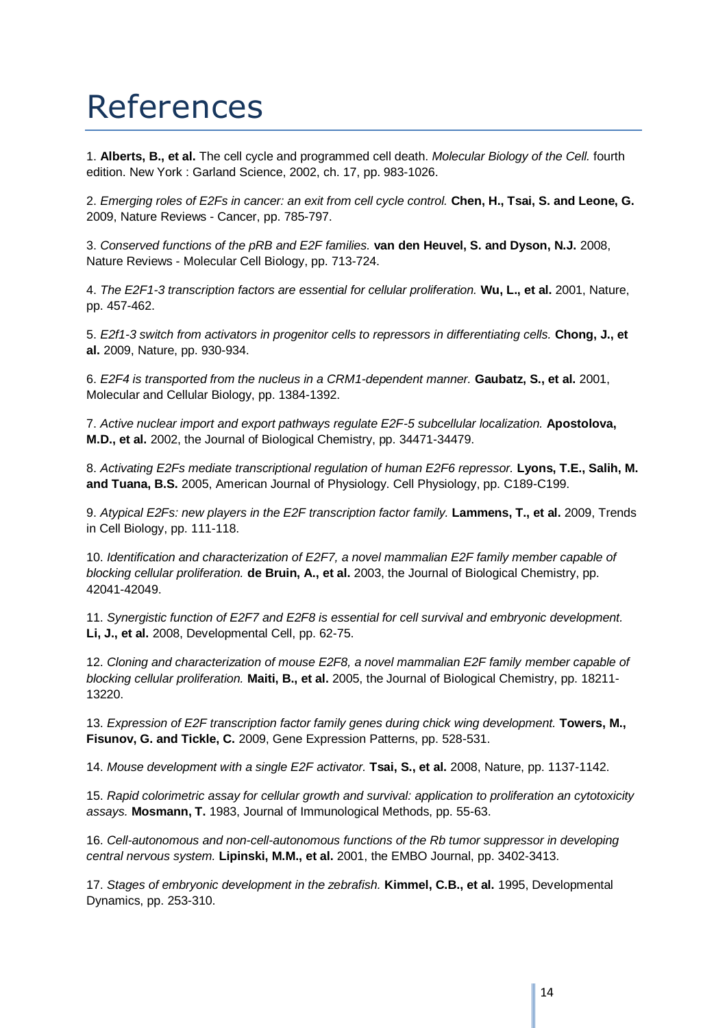# References

1. **Alberts, B., et al.** The cell cycle and programmed cell death. *Molecular Biology of the Cell.* fourth edition. New York : Garland Science, 2002, ch. 17, pp. 983-1026.

2. *Emerging roles of E2Fs in cancer: an exit from cell cycle control.* **Chen, H., Tsai, S. and Leone, G.** 2009, Nature Reviews - Cancer, pp. 785-797.

3. *Conserved functions of the pRB and E2F families.* **van den Heuvel, S. and Dyson, N.J.** 2008, Nature Reviews - Molecular Cell Biology, pp. 713-724.

4. *The E2F1-3 transcription factors are essential for cellular proliferation.* **Wu, L., et al.** 2001, Nature, pp. 457-462.

5. *E2f1-3 switch from activators in progenitor cells to repressors in differentiating cells.* **Chong, J., et al.** 2009, Nature, pp. 930-934.

6. *E2F4 is transported from the nucleus in a CRM1-dependent manner.* **Gaubatz, S., et al.** 2001, Molecular and Cellular Biology, pp. 1384-1392.

7. *Active nuclear import and export pathways regulate E2F-5 subcellular localization.* **Apostolova, M.D., et al.** 2002, the Journal of Biological Chemistry, pp. 34471-34479.

8. *Activating E2Fs mediate transcriptional regulation of human E2F6 repressor.* **Lyons, T.E., Salih, M. and Tuana, B.S.** 2005, American Journal of Physiology. Cell Physiology, pp. C189-C199.

9. *Atypical E2Fs: new players in the E2F transcription factor family.* **Lammens, T., et al.** 2009, Trends in Cell Biology, pp. 111-118.

10. *Identification and characterization of E2F7, a novel mammalian E2F family member capable of blocking cellular proliferation.* **de Bruin, A., et al.** 2003, the Journal of Biological Chemistry, pp. 42041-42049.

11. *Synergistic function of E2F7 and E2F8 is essential for cell survival and embryonic development.* **Li, J., et al.** 2008, Developmental Cell, pp. 62-75.

12. *Cloning and characterization of mouse E2F8, a novel mammalian E2F family member capable of blocking cellular proliferation.* **Maiti, B., et al.** 2005, the Journal of Biological Chemistry, pp. 18211-13220.

13. *Expression of E2F transcription factor family genes during chick wing development.* **Towers, M., Fisunov, G. and Tickle, C.** 2009, Gene Expression Patterns, pp. 528-531.

14. *Mouse development with a single E2F activator.* **Tsai, S., et al.** 2008, Nature, pp. 1137-1142.

15. *Rapid colorimetric assay for cellular growth and survival: application to proliferation an cytotoxicity assays.* **Mosmann, T.** 1983, Journal of Immunological Methods, pp. 55-63.

16. *Cell-autonomous and non-cell-autonomous functions of the Rb tumor suppressor in developing central nervous system.* **Lipinski, M.M., et al.** 2001, the EMBO Journal, pp. 3402-3413.

17. *Stages of embryonic development in the zebrafish.* **Kimmel, C.B., et al.** 1995, Developmental Dynamics, pp. 253-310.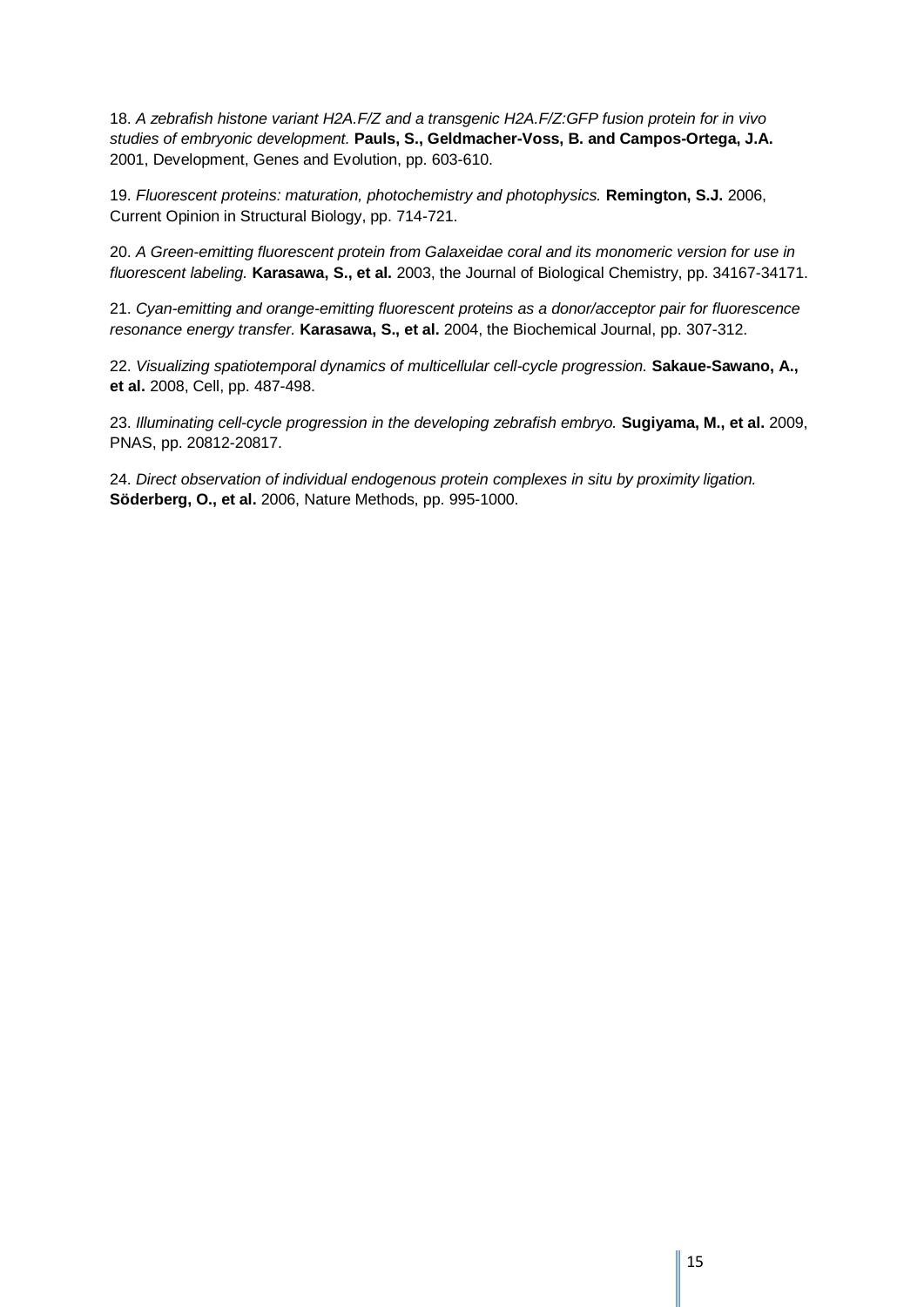18. *A zebrafish histone variant H2A.F/Z and a transgenic H2A.F/Z:GFP fusion protein for in vivo studies of embryonic development.* **Pauls, S., Geldmacher-Voss, B. and Campos-Ortega, J.A.** 2001, Development, Genes and Evolution, pp. 603-610.

19. *Fluorescent proteins: maturation, photochemistry and photophysics.* **Remington, S.J.** 2006, Current Opinion in Structural Biology, pp. 714-721.

20. *A Green-emitting fluorescent protein from Galaxeidae coral and its monomeric version for use in fluorescent labeling.* **Karasawa, S., et al.** 2003, the Journal of Biological Chemistry, pp. 34167-34171.

21. *Cyan-emitting and orange-emitting fluorescent proteins as a donor/acceptor pair for fluorescence resonance energy transfer.* **Karasawa, S., et al.** 2004, the Biochemical Journal, pp. 307-312.

22. *Visualizing spatiotemporal dynamics of multicellular cell-cycle progression.* **Sakaue-Sawano, A., et al.** 2008, Cell, pp. 487-498.

23. *Illuminating cell-cycle progression in the developing zebrafish embryo.* **Sugiyama, M., et al.** 2009, PNAS, pp. 20812-20817.

24. *Direct observation of individual endogenous protein complexes in situ by proximity ligation.* **Söderberg, O., et al.** 2006, Nature Methods, pp. 995-1000.